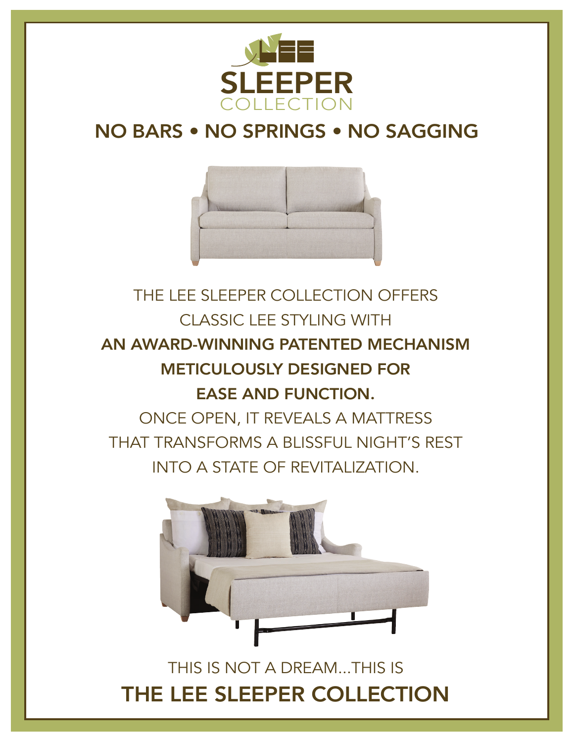# SLEEPER
COLLECTION

## NO BARS • NO SPRINGS • NO SAGGING

THE LEE SLEEPER COLLECTION OFFERS
CLASSIC LEE STYLING WITH
**AN AWARD-WINNING PATENTED MECHANISM
METICULOUSLY DESIGNED FOR
EASE AND FUNCTION.**
ONCE OPEN, IT REVEALS A MATTRESS
THAT TRANSFORMS A BLISSFUL NIGHT'S REST
INTO A STATE OF REVITALIZATION.

THIS IS NOT A DREAM...THIS IS

## THE LEE SLEEPER COLLECTION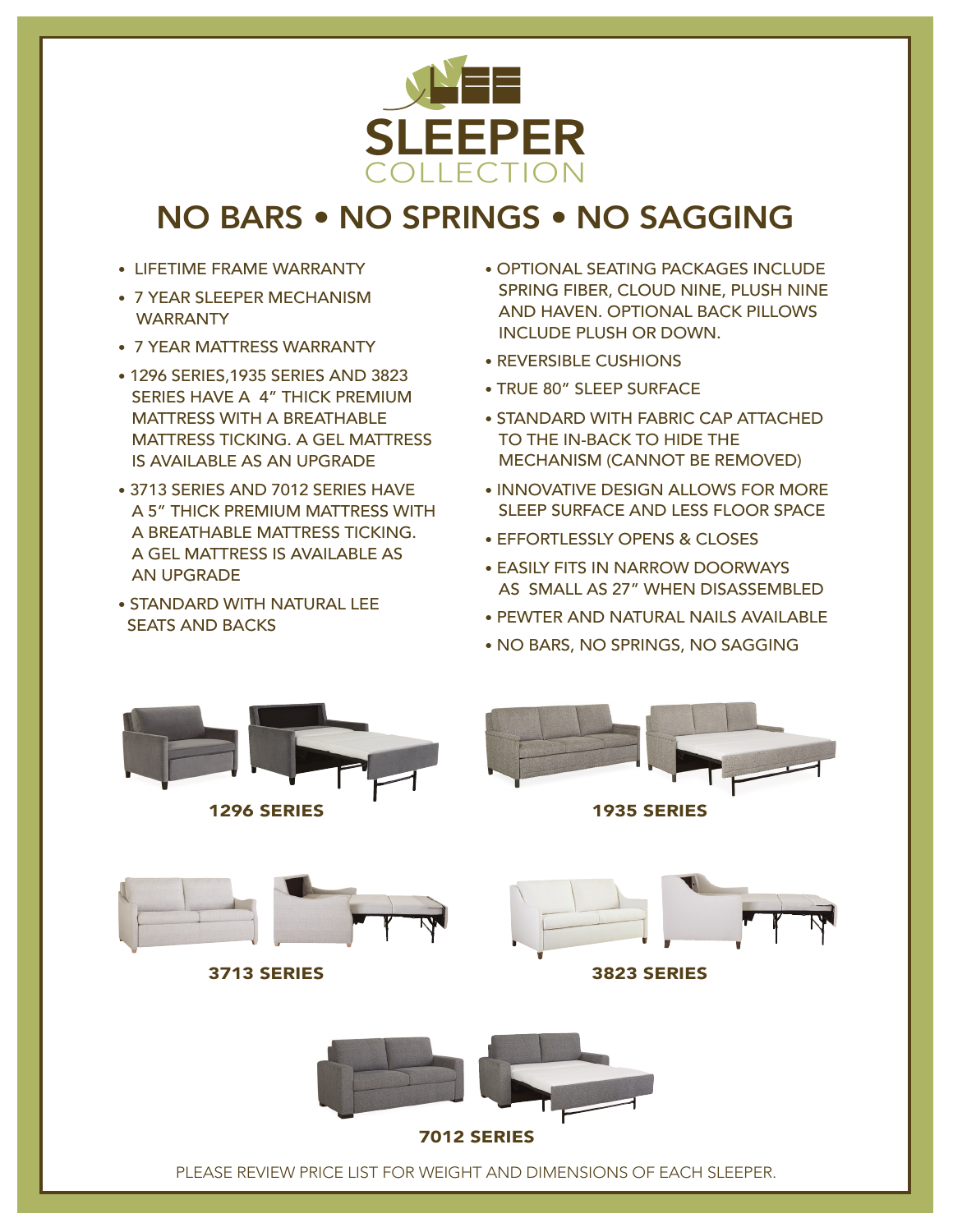# LEE SLEEPER COLLECTION

## NO BARS • NO SPRINGS • NO SAGGING

- LIFETIME FRAME WARRANTY
- 7 YEAR SLEEPER MECHANISM WARRANTY
- 7 YEAR MATTRESS WARRANTY
- 1296 SERIES,1935 SERIES AND 3823 SERIES HAVE A 4" THICK PREMIUM MATTRESS WITH A BREATHABLE MATTRESS TICKING. A GEL MATTRESS IS AVAILABLE AS AN UPGRADE
- 3713 SERIES AND 7012 SERIES HAVE A 5" THICK PREMIUM MATTRESS WITH A BREATHABLE MATTRESS TICKING. A GEL MATTRESS IS AVAILABLE AS AN UPGRADE
- STANDARD WITH NATURAL LEE SEATS AND BACKS
- OPTIONAL SEATING PACKAGES INCLUDE SPRING FIBER, CLOUD NINE, PLUSH NINE AND HAVEN. OPTIONAL BACK PILLOWS INCLUDE PLUSH OR DOWN.
- REVERSIBLE CUSHIONS
- TRUE 80" SLEEP SURFACE
- STANDARD WITH FABRIC CAP ATTACHED TO THE IN-BACK TO HIDE THE MECHANISM (CANNOT BE REMOVED)
- INNOVATIVE DESIGN ALLOWS FOR MORE SLEEP SURFACE AND LESS FLOOR SPACE
- EFFORTLESSLY OPENS & CLOSES
- EASILY FITS IN NARROW DOORWAYS AS SMALL AS 27" WHEN DISASSEMBLED
- PEWTER AND NATURAL NAILS AVAILABLE
- NO BARS, NO SPRINGS, NO SAGGING

**1296 SERIES**

**1935 SERIES**

**3713 SERIES**

**3823 SERIES**

**7012 SERIES**

PLEASE REVIEW PRICE LIST FOR WEIGHT AND DIMENSIONS OF EACH SLEEPER.